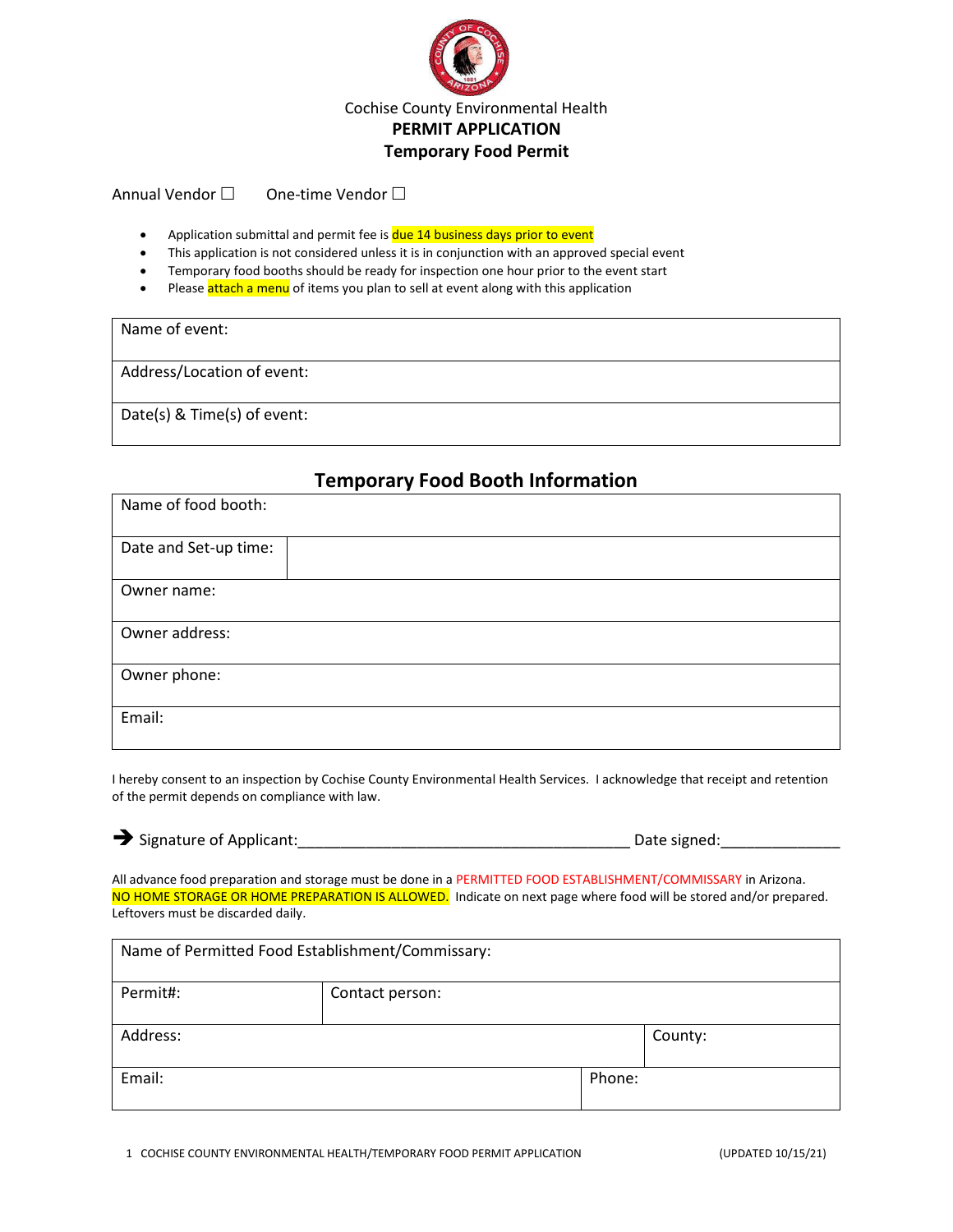Cochise County Environmental Health

**PERMIT APPLICATION**

**Temporary Food Permit**

Annual Vendor ☐ One-time Vendor ☐

- Application submittal and permit fee is due 14 business days prior to event
- This application is not considered unless it is in conjunction with an approved special event
- Temporary food booths should be ready for inspection one hour prior to the event start
- Please attach a menu of items you plan to sell at event along with this application

| |
|---|
| Name of event: |
| Address/Location of event: |
| Date(s) & Time(s) of event: |

## Temporary Food Booth Information

| | |
|---|---|
| Name of food booth: | |
| Date and Set-up time: | |
| Owner name: | |
| Owner address: | |
| Owner phone: | |
| Email: | |

I hereby consent to an inspection by Cochise County Environmental Health Services. I acknowledge that receipt and retention of the permit depends on compliance with law.

➔ Signature of Applicant:_________________________________________ Date signed:______________

All advance food preparation and storage must be done in a PERMITTED FOOD ESTABLISHMENT/COMMISSARY in Arizona. NO HOME STORAGE OR HOME PREPARATION IS ALLOWED. Indicate on next page where food will be stored and/or prepared. Leftovers must be discarded daily.

| | |
|---|---|
| Name of Permitted Food Establishment/Commissary: | |
| Permit#: | Contact person: |
| Address: | County: |
| Email: | Phone: |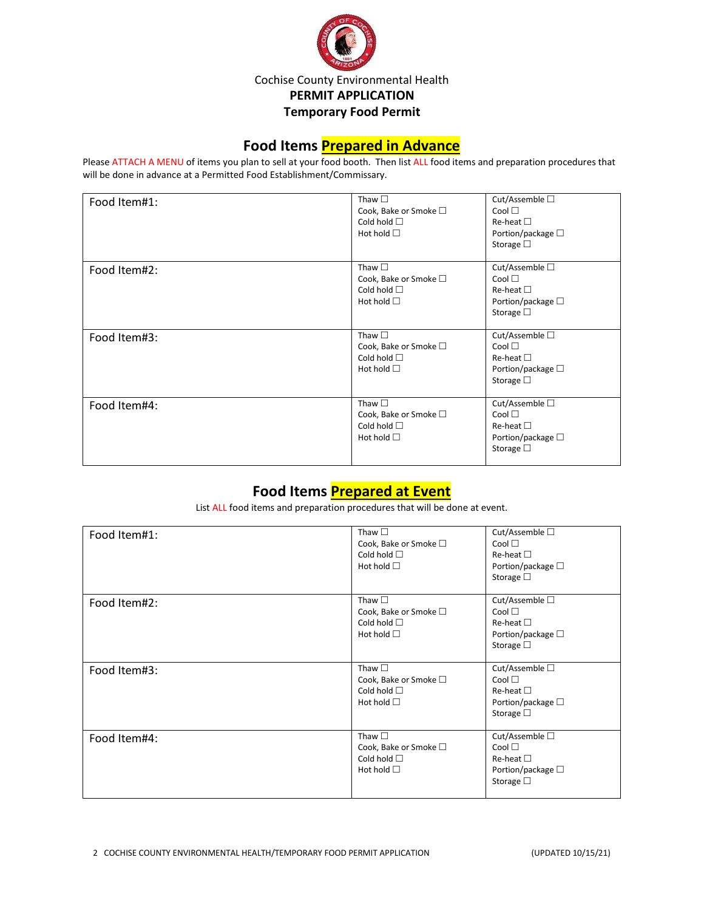Cochise County Environmental Health

**PERMIT APPLICATION**

**Temporary Food Permit**

## Food Items Prepared in Advance

Please ATTACH A MENU of items you plan to sell at your food booth. Then list ALL food items and preparation procedures that will be done in advance at a Permitted Food Establishment/Commissary.

| | | |
|---|---|---|
| Food Item#1: | Thaw ☐<br>Cook, Bake or Smoke ☐<br>Cold hold ☐<br>Hot hold ☐ | Cut/Assemble ☐<br>Cool ☐<br>Re-heat ☐<br>Portion/package ☐<br>Storage ☐ |
| Food Item#2: | Thaw ☐<br>Cook, Bake or Smoke ☐<br>Cold hold ☐<br>Hot hold ☐ | Cut/Assemble ☐<br>Cool ☐<br>Re-heat ☐<br>Portion/package ☐<br>Storage ☐ |
| Food Item#3: | Thaw ☐<br>Cook, Bake or Smoke ☐<br>Cold hold ☐<br>Hot hold ☐ | Cut/Assemble ☐<br>Cool ☐<br>Re-heat ☐<br>Portion/package ☐<br>Storage ☐ |
| Food Item#4: | Thaw ☐<br>Cook, Bake or Smoke ☐<br>Cold hold ☐<br>Hot hold ☐ | Cut/Assemble ☐<br>Cool ☐<br>Re-heat ☐<br>Portion/package ☐<br>Storage ☐ |

## Food Items Prepared at Event

List ALL food items and preparation procedures that will be done at event.

| | | |
|---|---|---|
| Food Item#1: | Thaw ☐<br>Cook, Bake or Smoke ☐<br>Cold hold ☐<br>Hot hold ☐ | Cut/Assemble ☐<br>Cool ☐<br>Re-heat ☐<br>Portion/package ☐<br>Storage ☐ |
| Food Item#2: | Thaw ☐<br>Cook, Bake or Smoke ☐<br>Cold hold ☐<br>Hot hold ☐ | Cut/Assemble ☐<br>Cool ☐<br>Re-heat ☐<br>Portion/package ☐<br>Storage ☐ |
| Food Item#3: | Thaw ☐<br>Cook, Bake or Smoke ☐<br>Cold hold ☐<br>Hot hold ☐ | Cut/Assemble ☐<br>Cool ☐<br>Re-heat ☐<br>Portion/package ☐<br>Storage ☐ |
| Food Item#4: | Thaw ☐<br>Cook, Bake or Smoke ☐<br>Cold hold ☐<br>Hot hold ☐ | Cut/Assemble ☐<br>Cool ☐<br>Re-heat ☐<br>Portion/package ☐<br>Storage ☐ |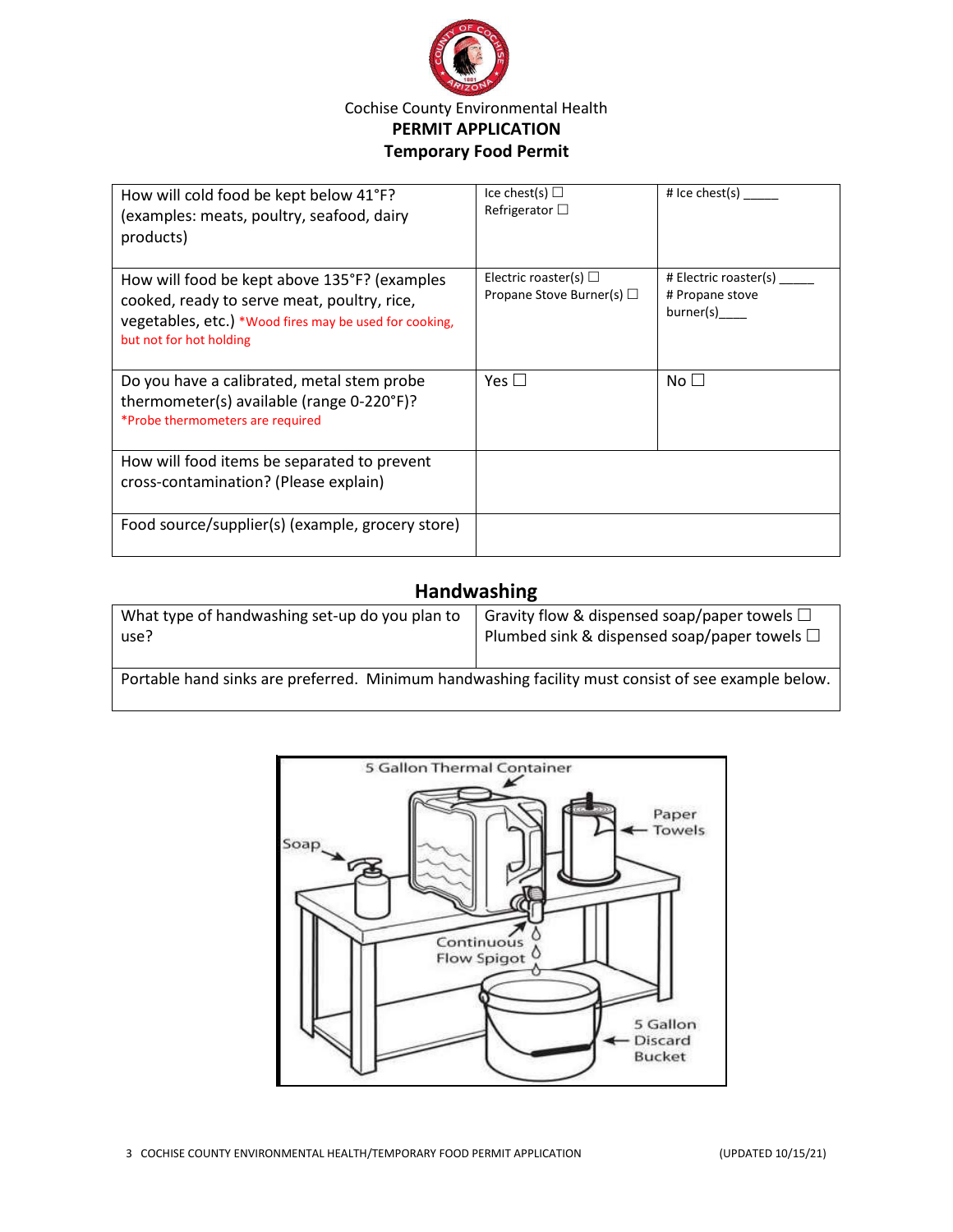Cochise County Environmental Health

**PERMIT APPLICATION**

**Temporary Food Permit**

| | | |
|---|---|---|
| How will cold food be kept below 41°F? (examples: meats, poultry, seafood, dairy products) | Ice chest(s) ☐<br>Refrigerator ☐ | # Ice chest(s) _____ |
| How will food be kept above 135°F? (examples cooked, ready to serve meat, poultry, rice, vegetables, etc.) *Wood fires may be used for cooking, but not for hot holding | Electric roaster(s) ☐<br>Propane Stove Burner(s) ☐ | # Electric roaster(s) _____<br># Propane stove burner(s)____ |
| Do you have a calibrated, metal stem probe thermometer(s) available (range 0-220°F)? *Probe thermometers are required | Yes ☐ | No ☐ |
| How will food items be separated to prevent cross-contamination? (Please explain) | | |
| Food source/supplier(s) (example, grocery store) | | |

## Handwashing

| | |
|---|---|
| What type of handwashing set-up do you plan to use? | Gravity flow & dispensed soap/paper towels ☐<br>Plumbed sink & dispensed soap/paper towels ☐ |
| Portable hand sinks are preferred. Minimum handwashing facility must consist of see example below. | |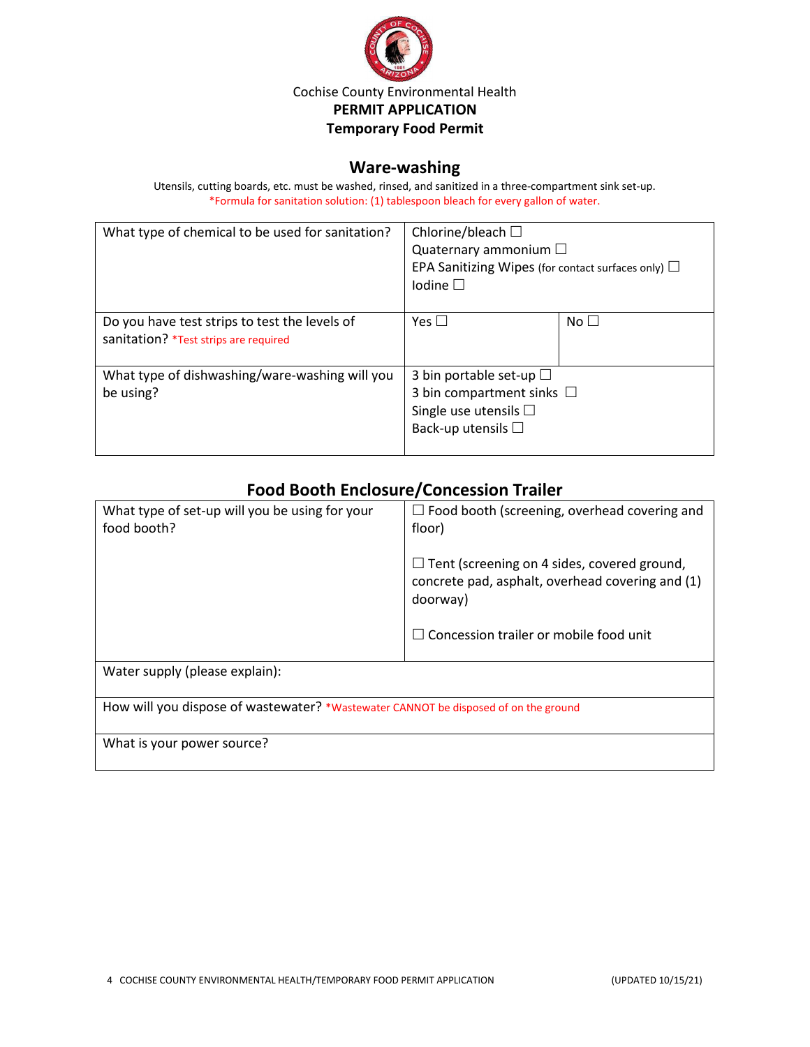Cochise County Environmental Health
**PERMIT APPLICATION**
**Temporary Food Permit**

## Ware-washing

Utensils, cutting boards, etc. must be washed, rinsed, and sanitized in a three-compartment sink set-up.
*Formula for sanitation solution: (1) tablespoon bleach for every gallon of water.

| What type of chemical to be used for sanitation? | Chlorine/bleach ☐<br>Quaternary ammonium ☐<br>EPA Sanitizing Wipes (for contact surfaces only) ☐<br>Iodine ☐ | |
|---|---|---|
| Do you have test strips to test the levels of sanitation? *Test strips are required | Yes ☐ | No ☐ |
| What type of dishwashing/ware-washing will you be using? | 3 bin portable set-up ☐<br>3 bin compartment sinks ☐<br>Single use utensils ☐<br>Back-up utensils ☐ | |

## Food Booth Enclosure/Concession Trailer

| What type of set-up will you be using for your food booth? | ☐ Food booth (screening, overhead covering and floor)<br><br>☐ Tent (screening on 4 sides, covered ground, concrete pad, asphalt, overhead covering and (1) doorway)<br><br>☐ Concession trailer or mobile food unit |
|---|---|
| Water supply (please explain): | |
| How will you dispose of wastewater? *Wastewater CANNOT be disposed of on the ground | |
| What is your power source? | |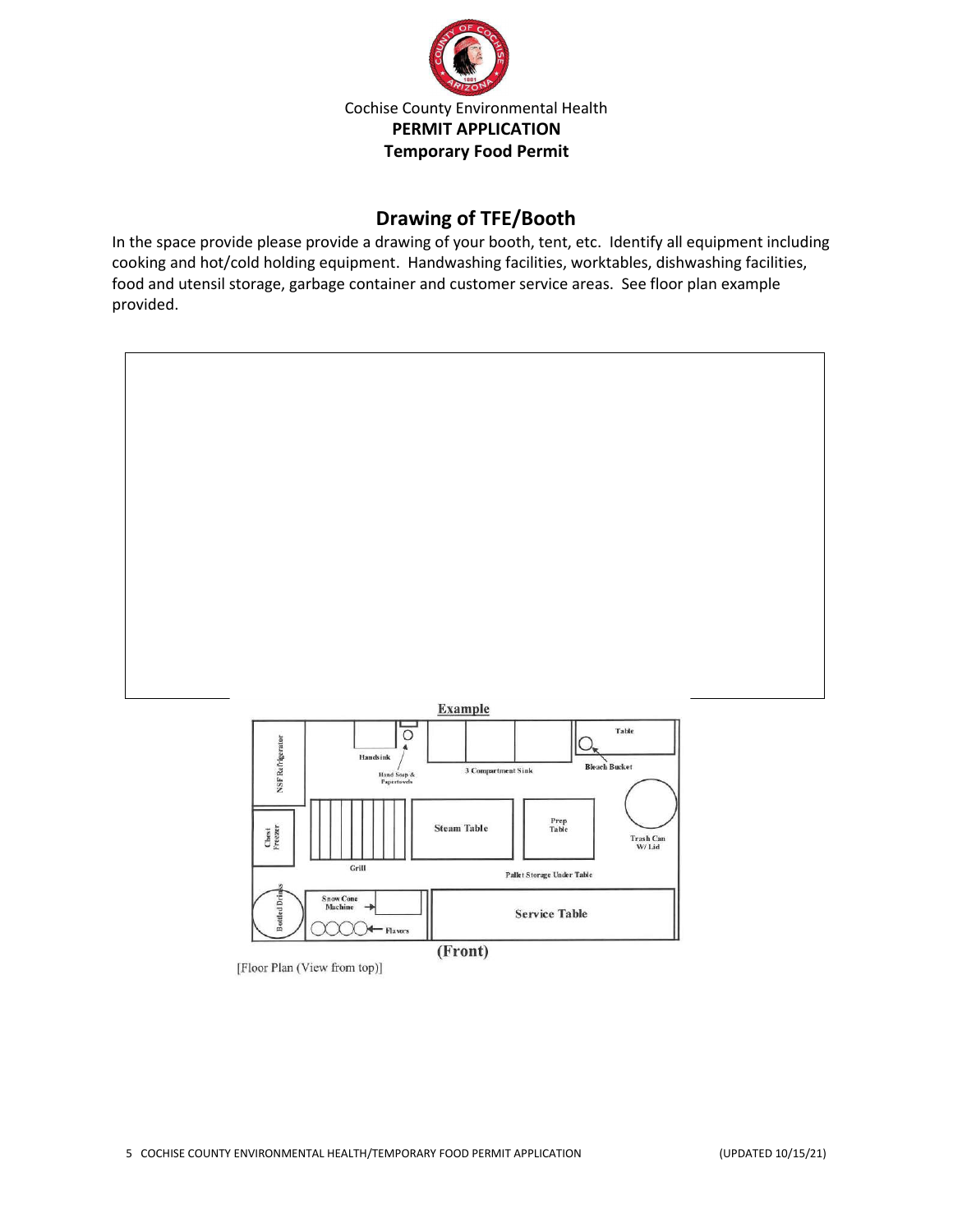Cochise County Environmental Health

**PERMIT APPLICATION**

**Temporary Food Permit**

## Drawing of TFE/Booth

In the space provide please provide a drawing of your booth, tent, etc. Identify all equipment including cooking and hot/cold holding equipment. Handwashing facilities, worktables, dishwashing facilities, food and utensil storage, garbage container and customer service areas. See floor plan example provided.

**Example**

NSF Refrigerator

Handsink

Hand Soap & Papertowels

3 Compartment Sink

Table

Bleach Bucket

Chest Freezer

Grill

Steam Table

Prep Table

Trash Can W/ Lid

Pallet Storage Under Table

Bottled Drinks

Snow Cone Machine

Flavors

Service Table

(Front)

[Floor Plan (View from top)]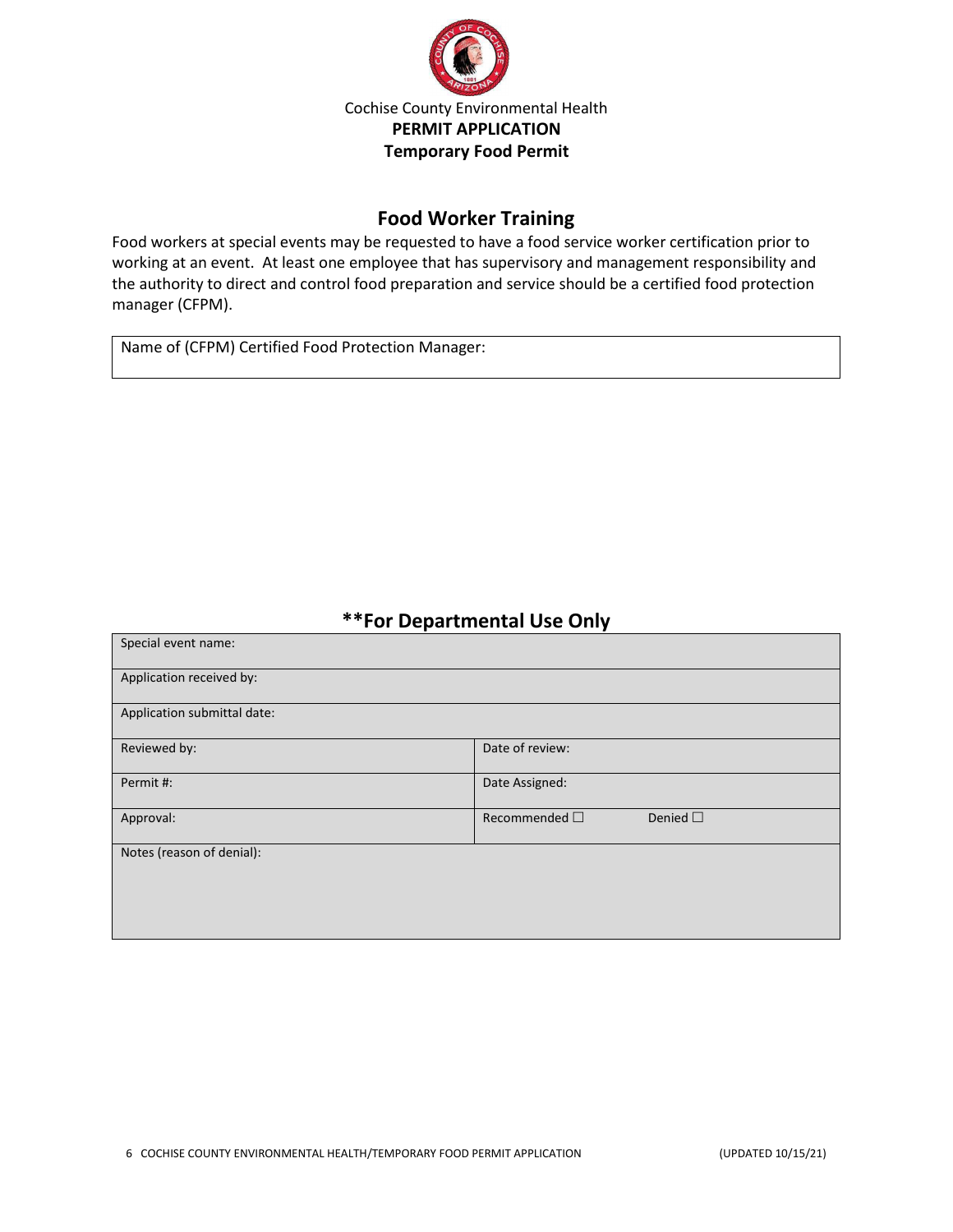Cochise County Environmental Health

**PERMIT APPLICATION**

**Temporary Food Permit**

## Food Worker Training

Food workers at special events may be requested to have a food service worker certification prior to working at an event. At least one employee that has supervisory and management responsibility and the authority to direct and control food preparation and service should be a certified food protection manager (CFPM).

| |
|---|
| Name of (CFPM) Certified Food Protection Manager: |

## **For Departmental Use Only

| | | |
|---|---|---|
| Special event name: | | |
| Application received by: | | |
| Application submittal date: | | |
| Reviewed by: | Date of review: | |
| Permit #: | Date Assigned: | |
| Approval: | Recommended ☐ | Denied ☐ |
| Notes (reason of denial): | | |